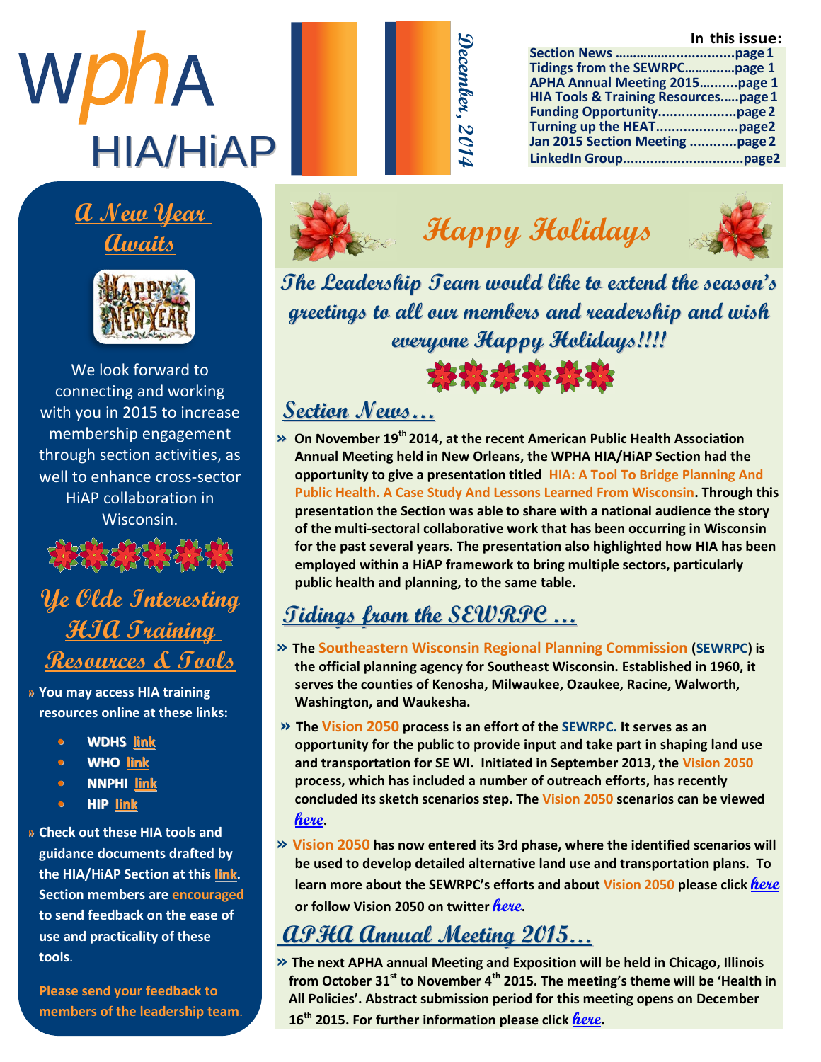# WPHA HIA/HiAP

December, 2014

**In this issue:**

| | |
|---|---|
| Section News | page 1 |
| Tidings from the SEWRPC | page 1 |
| APHA Annual Meeting 2015 | page 1 |
| HIA Tools & Training Resources | page 1 |
| Funding Opportunity | page 2 |
| Turning up the HEAT | page2 |
| Jan 2015 Section Meeting | page 2 |
| LinkedIn Group | page2 |

## A New Year Awaits

We look forward to connecting and working with you in 2015 to increase membership engagement through section activities, as well to enhance cross-sector HiAP collaboration in Wisconsin.

## Ye Olde Interesting HIA Training Resources & Tools

» **You may access HIA training resources online at these links:**

- **WDHS link**
- **WHO link**
- **NNPHI link**
- **HIP link**

» **Check out these HIA tools and guidance documents drafted by the HIA/HiAP Section at this link. Section members are encouraged to send feedback on the ease of use and practicality of these tools.**

**Please send your feedback to members of the leadership team.**

## Happy Holidays

***The Leadership Team would like to extend the season's greetings to all our members and readership and wish everyone Happy Holidays!!!!***

## Section News...

» **On November 19th 2014, at the recent American Public Health Association Annual Meeting held in New Orleans, the WPHA HIA/HiAP Section had the opportunity to give a presentation titled HIA: A Tool To Bridge Planning And Public Health. A Case Study And Lessons Learned From Wisconsin. Through this presentation the Section was able to share with a national audience the story of the multi-sectoral collaborative work that has been occurring in Wisconsin for the past several years. The presentation also highlighted how HIA has been employed within a HiAP framework to bring multiple sectors, particularly public health and planning, to the same table.**

## Tidings from the SEWRPC ...

» **The Southeastern Wisconsin Regional Planning Commission (SEWRPC) is the official planning agency for Southeast Wisconsin. Established in 1960, it serves the counties of Kenosha, Milwaukee, Ozaukee, Racine, Walworth, Washington, and Waukesha.**

» **The Vision 2050 process is an effort of the SEWRPC. It serves as an opportunity for the public to provide input and take part in shaping land use and transportation for SE WI. Initiated in September 2013, the Vision 2050 process, which has included a number of outreach efforts, has recently concluded its sketch scenarios step. The Vision 2050 scenarios can be viewed *here*.**

» **Vision 2050 has now entered its 3rd phase, where the identified scenarios will be used to develop detailed alternative land use and transportation plans. To learn more about the SEWRPC's efforts and about Vision 2050 please click *here* or follow Vision 2050 on twitter *here*.**

## APHA Annual Meeting 2015...

» **The next APHA annual Meeting and Exposition will be held in Chicago, Illinois from October 31st to November 4th 2015. The meeting's theme will be 'Health in All Policies'. Abstract submission period for this meeting opens on December 16th 2015. For further information please click *here*.**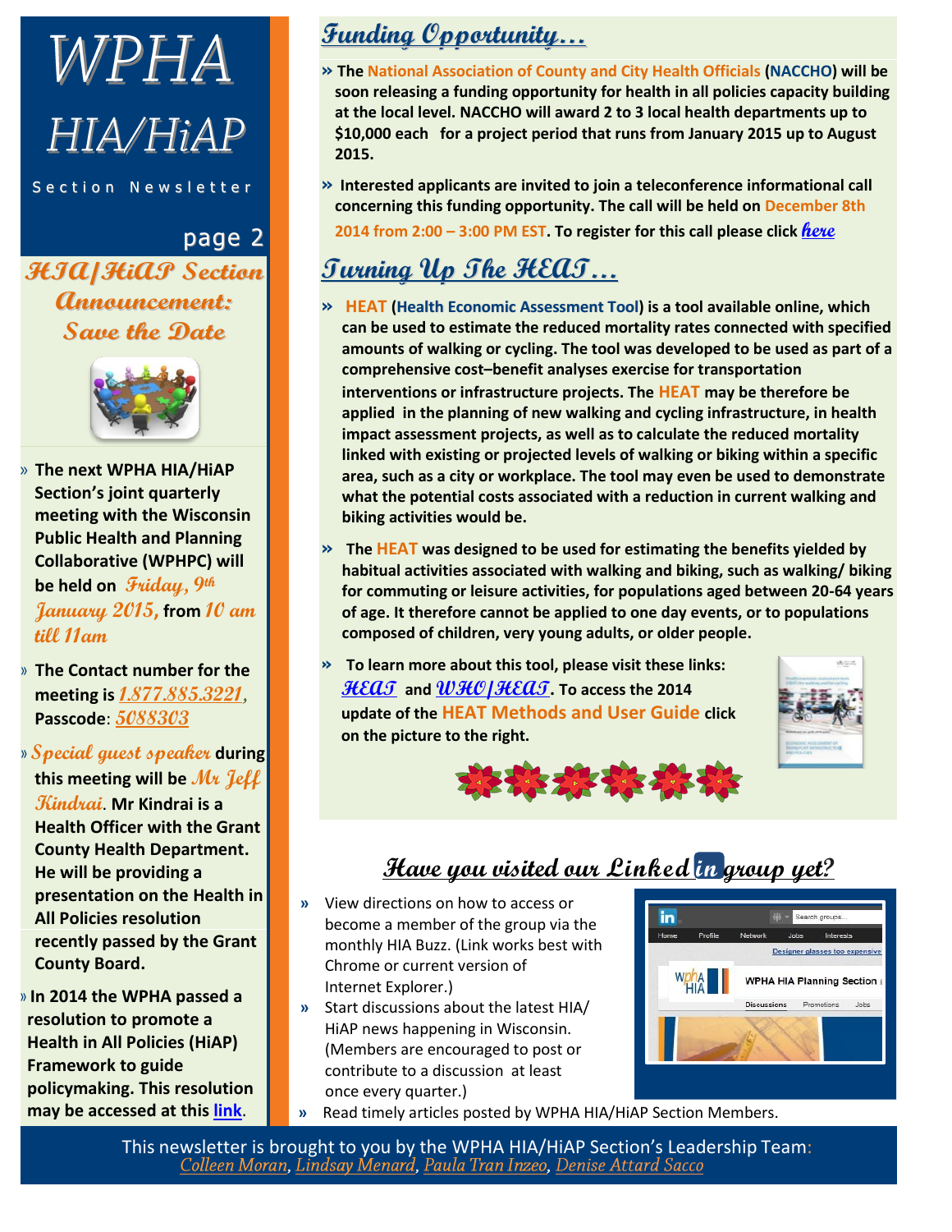# WPHA HIA/HiAP

Section Newsletter

## HIA/HiAP Section Announcement: Save the Date

- **The next WPHA HIA/HiAP Section's joint quarterly meeting with the Wisconsin Public Health and Planning Collaborative (WPHPC) will be held on *Friday, 9th January 2015*, from *10 am till 11am***
- **The Contact number for the meeting is *1.877.885.3221*, Passcode: *5088303***
- ***Special guest speaker* during this meeting will be *Mr Jeff Kindrai*. Mr Kindrai is a Health Officer with the Grant County Health Department. He will be providing a presentation on the Health in All Policies resolution recently passed by the Grant County Board.**
- **In 2014 the WPHA passed a resolution to promote a Health in All Policies (HiAP) Framework to guide policymaking. This resolution may be accessed at this link.**

## Funding Opportunity…

- **The National Association of County and City Health Officials (NACCHO) will be soon releasing a funding opportunity for health in all policies capacity building at the local level. NACCHO will award 2 to 3 local health departments up to $10,000 each for a project period that runs from January 2015 up to August 2015.**
- **Interested applicants are invited to join a teleconference informational call concerning this funding opportunity. The call will be held on December 8th 2014 from 2:00 – 3:00 PM EST. To register for this call please click *here***

## Turning Up The HEAT…

- **HEAT (Health Economic Assessment Tool) is a tool available online, which can be used to estimate the reduced mortality rates connected with specified amounts of walking or cycling. The tool was developed to be used as part of a comprehensive cost–benefit analyses exercise for transportation interventions or infrastructure projects. The HEAT may be therefore be applied in the planning of new walking and cycling infrastructure, in health impact assessment projects, as well as to calculate the reduced mortality linked with existing or projected levels of walking or biking within a specific area, such as a city or workplace. The tool may even be used to demonstrate what the potential costs associated with a reduction in current walking and biking activities would be.**
- **The HEAT was designed to be used for estimating the benefits yielded by habitual activities associated with walking and biking, such as walking/ biking for commuting or leisure activities, for populations aged between 20-64 years of age. It therefore cannot be applied to one day events, or to populations composed of children, very young adults, or older people.**
- **To learn more about this tool, please visit these links: *HEAT* and *WHO/HEAT*. To access the 2014 update of the HEAT Methods and User Guide click on the picture to the right.**

## Have you visited our LinkedIn group yet?

- View directions on how to access or become a member of the group via the monthly HIA Buzz. (Link works best with Chrome or current version of Internet Explorer.)
- Start discussions about the latest HIA/ HiAP news happening in Wisconsin. (Members are encouraged to post or contribute to a discussion at least once every quarter.)
- Read timely articles posted by WPHA HIA/HiAP Section Members.

This newsletter is brought to you by the WPHA HIA/HiAP Section's Leadership Team: *Colleen Moran*, *Lindsay Menard*, *Paula Tran Inzeo*, *Denise Attard Sacco*